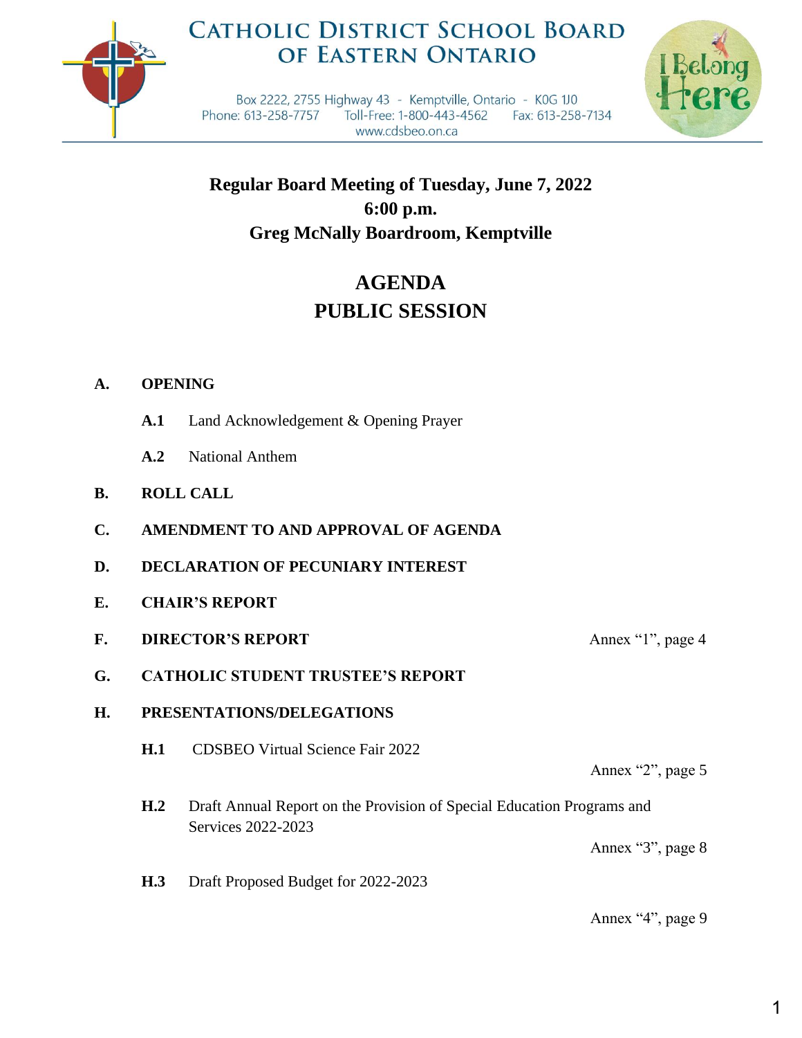# Catholic District School Board of Eastern Ontario

Box 2222, 2755 Highway 43 - Kemptville, Ontario - K0G 1J0
Phone: 613-258-7757 Toll-Free: 1-800-443-4562 Fax: 613-258-7134
www.cdsbeo.on.ca

I Belong Here

**Regular Board Meeting of Tuesday, June 7, 2022**
**6:00 p.m.**
**Greg McNally Boardroom, Kemptville**

## AGENDA
## PUBLIC SESSION

**A. OPENING**

- **A.1** Land Acknowledgement & Opening Prayer
- **A.2** National Anthem

**B. ROLL CALL**

**C. AMENDMENT TO AND APPROVAL OF AGENDA**

**D. DECLARATION OF PECUNIARY INTEREST**

**E. CHAIR'S REPORT**

**F. DIRECTOR'S REPORT** — Annex "1", page 4

**G. CATHOLIC STUDENT TRUSTEE'S REPORT**

**H. PRESENTATIONS/DELEGATIONS**

- **H.1** CDSBEO Virtual Science Fair 2022 — Annex "2", page 5
- **H.2** Draft Annual Report on the Provision of Special Education Programs and Services 2022-2023 — Annex "3", page 8
- **H.3** Draft Proposed Budget for 2022-2023 — Annex "4", page 9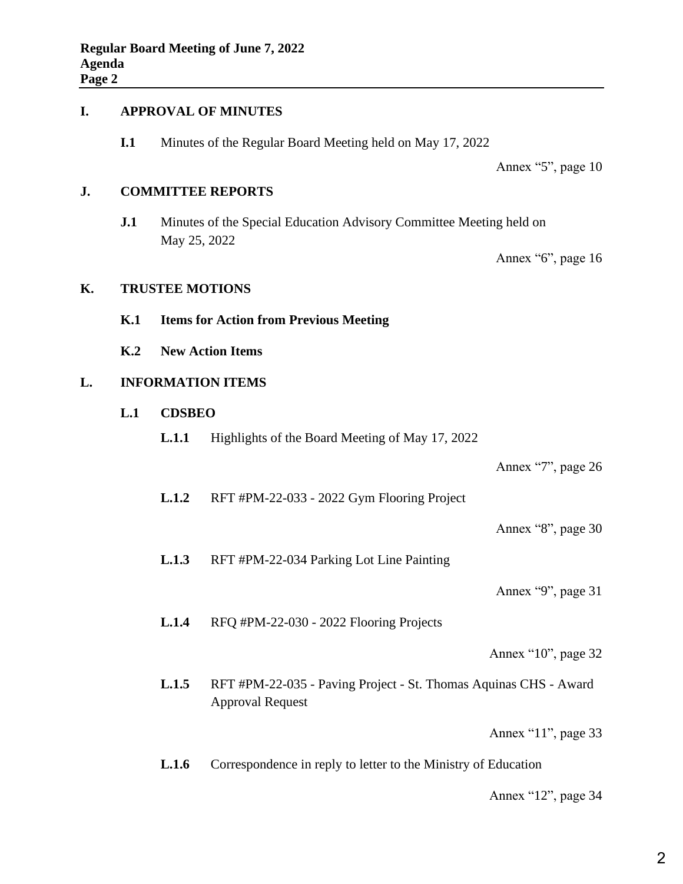## I. APPROVAL OF MINUTES

**I.1** Minutes of the Regular Board Meeting held on May 17, 2022

Annex "5", page 10

## J. COMMITTEE REPORTS

**J.1** Minutes of the Special Education Advisory Committee Meeting held on May 25, 2022

Annex "6", page 16

## K. TRUSTEE MOTIONS

**K.1 Items for Action from Previous Meeting**

**K.2 New Action Items**

## L. INFORMATION ITEMS

**L.1 CDSBEO**

**L.1.1** Highlights of the Board Meeting of May 17, 2022

Annex "7", page 26

**L.1.2** RFT #PM-22-033 - 2022 Gym Flooring Project

Annex "8", page 30

**L.1.3** RFT #PM-22-034 Parking Lot Line Painting

Annex "9", page 31

**L.1.4** RFQ #PM-22-030 - 2022 Flooring Projects

Annex "10", page 32

**L.1.5** RFT #PM-22-035 - Paving Project - St. Thomas Aquinas CHS - Award Approval Request

Annex "11", page 33

**L.1.6** Correspondence in reply to letter to the Ministry of Education

Annex "12", page 34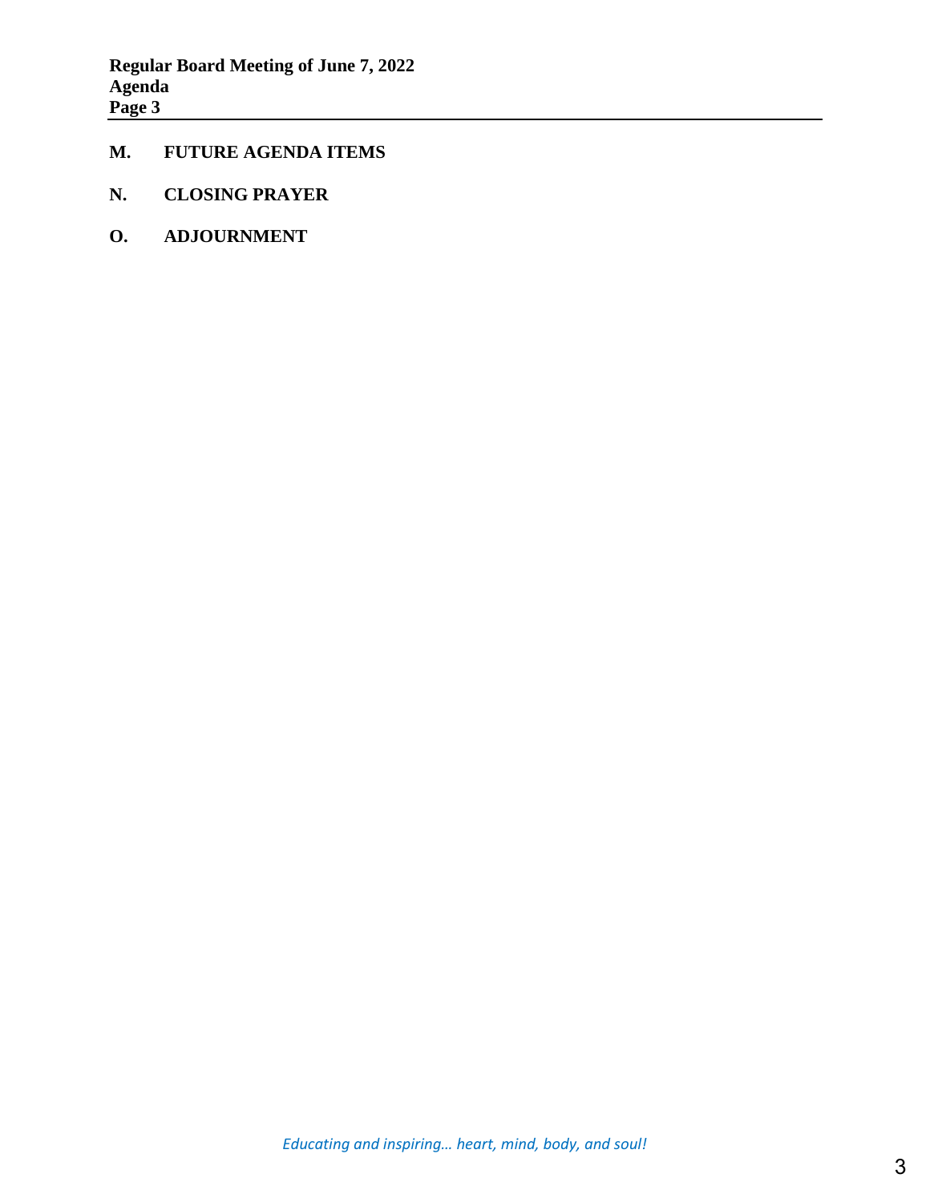**M. FUTURE AGENDA ITEMS**

**N. CLOSING PRAYER**

**O. ADJOURNMENT**